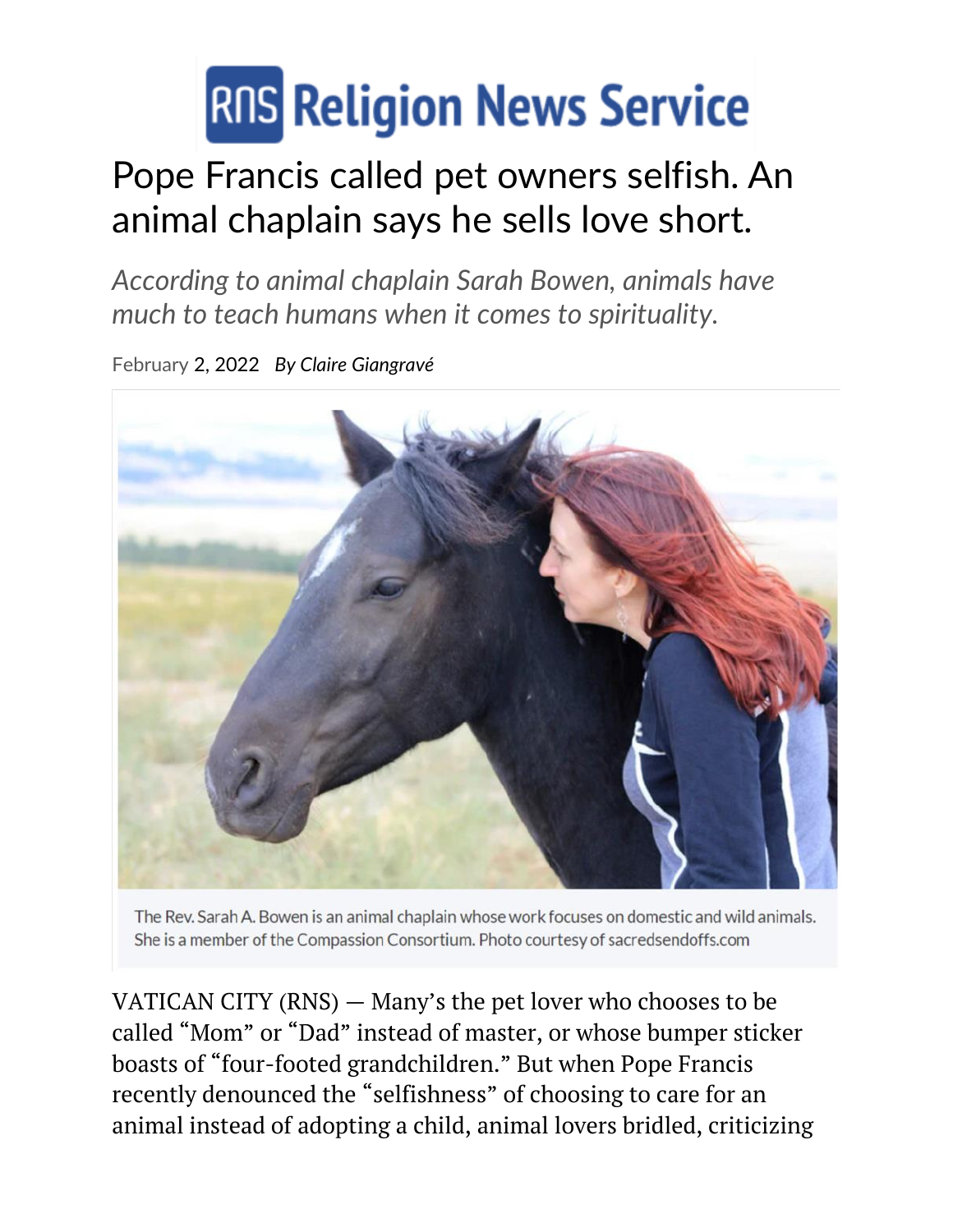# Religion News Service

# Pope Francis called pet owners selfish. An animal chaplain says he sells love short.

*According to animal chaplain Sarah Bowen, animals have much to teach humans when it comes to spirituality.*

February 2, 2022 *By Claire Giangravé*

The Rev. Sarah A. Bowen is an animal chaplain whose work focuses on domestic and wild animals. She is a member of the Compassion Consortium. Photo courtesy of sacredsendoffs.com

VATICAN CITY (RNS) — Many's the pet lover who chooses to be called "Mom" or "Dad" instead of master, or whose bumper sticker boasts of "four-footed grandchildren." But when Pope Francis recently denounced the "selfishness" of choosing to care for an animal instead of adopting a child, animal lovers bridled, criticizing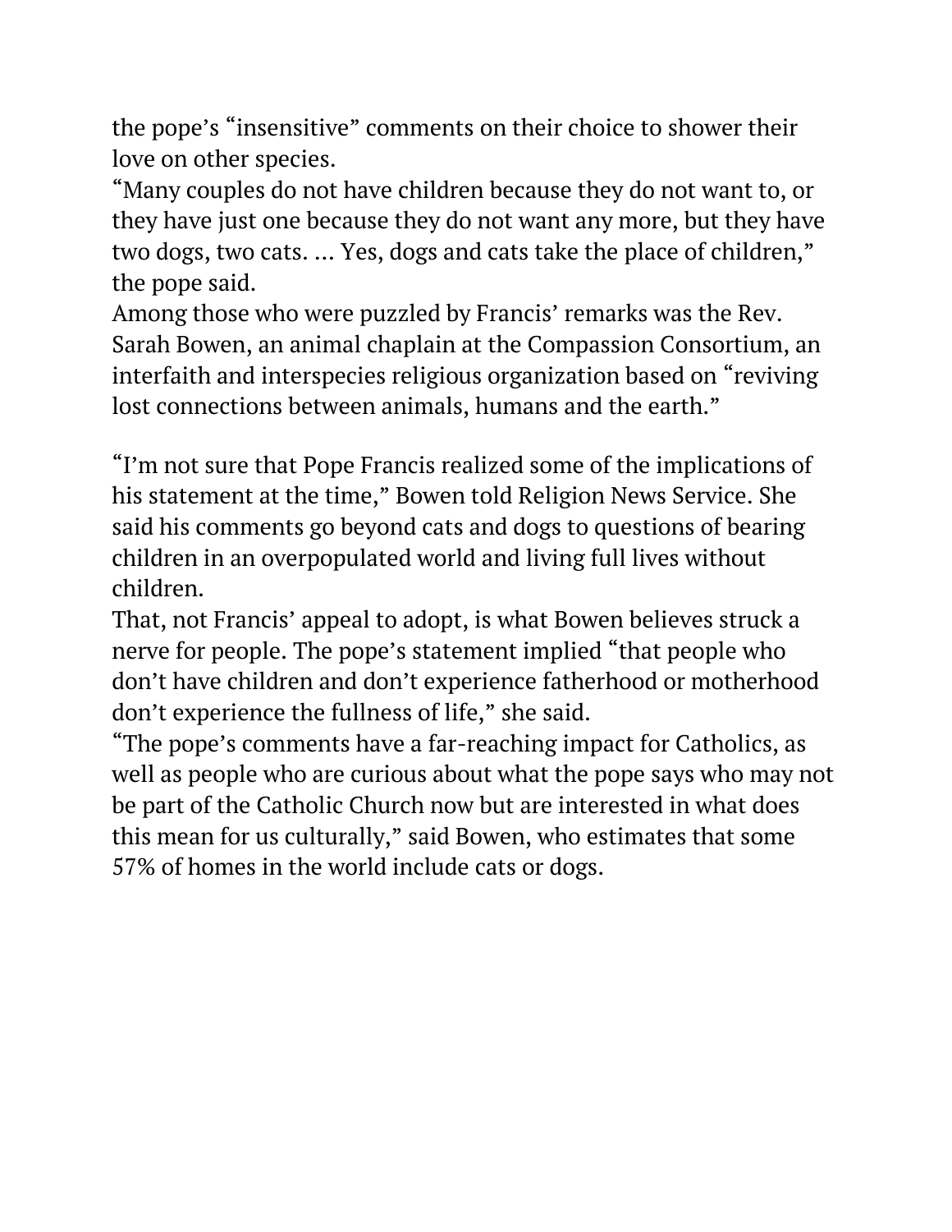the pope's "insensitive" comments on their choice to shower their love on other species.

"Many couples do not have children because they do not want to, or they have just one because they do not want any more, but they have two dogs, two cats. … Yes, dogs and cats take the place of children," the pope said.

Among those who were puzzled by Francis' remarks was the Rev. Sarah Bowen, an animal chaplain at the Compassion Consortium, an interfaith and interspecies religious organization based on "reviving lost connections between animals, humans and the earth."

"I'm not sure that Pope Francis realized some of the implications of his statement at the time," Bowen told Religion News Service. She said his comments go beyond cats and dogs to questions of bearing children in an overpopulated world and living full lives without children.

That, not Francis' appeal to adopt, is what Bowen believes struck a nerve for people. The pope's statement implied "that people who don't have children and don't experience fatherhood or motherhood don't experience the fullness of life," she said.

"The pope's comments have a far-reaching impact for Catholics, as well as people who are curious about what the pope says who may not be part of the Catholic Church now but are interested in what does this mean for us culturally," said Bowen, who estimates that some 57% of homes in the world include cats or dogs.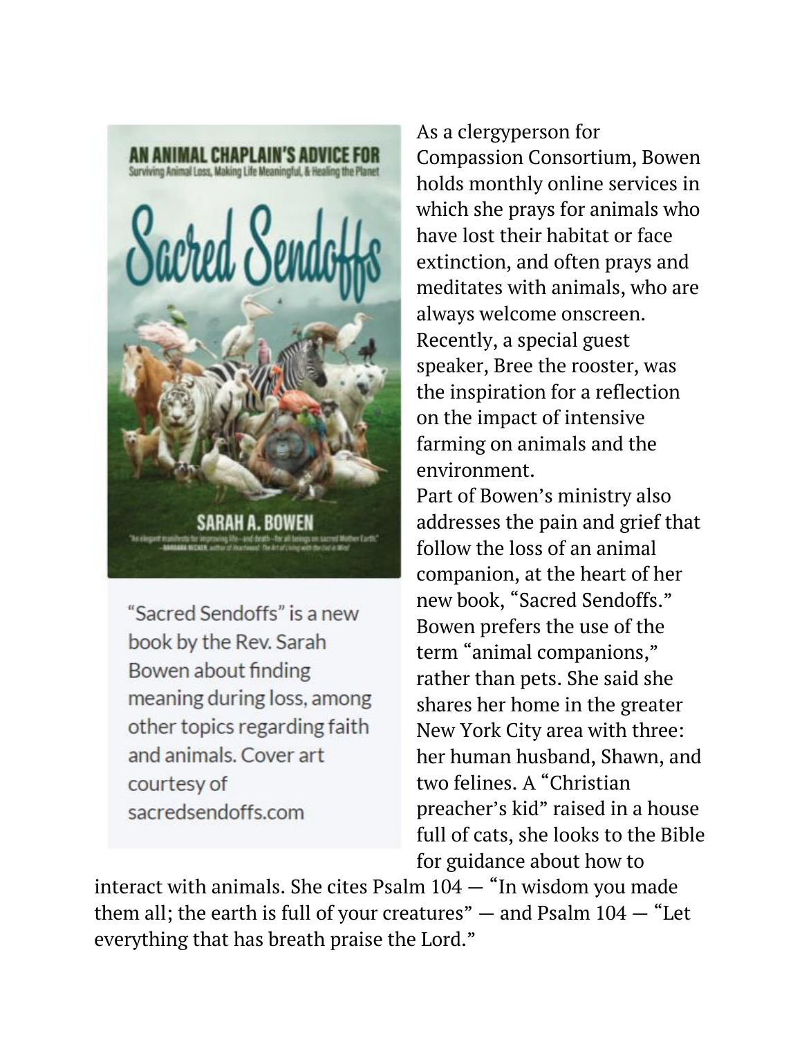"Sacred Sendoffs" is a new book by the Rev. Sarah Bowen about finding meaning during loss, among other topics regarding faith and animals. Cover art courtesy of sacredsendoffs.com

As a clergyperson for Compassion Consortium, Bowen holds monthly online services in which she prays for animals who have lost their habitat or face extinction, and often prays and meditates with animals, who are always welcome onscreen. Recently, a special guest speaker, Bree the rooster, was the inspiration for a reflection on the impact of intensive farming on animals and the environment.

Part of Bowen's ministry also addresses the pain and grief that follow the loss of an animal companion, at the heart of her new book, "Sacred Sendoffs." Bowen prefers the use of the term "animal companions," rather than pets. She said she shares her home in the greater New York City area with three: her human husband, Shawn, and two felines. A "Christian preacher's kid" raised in a house full of cats, she looks to the Bible for guidance about how to interact with animals. She cites Psalm 104 — "In wisdom you made them all; the earth is full of your creatures" — and Psalm 104 — "Let everything that has breath praise the Lord."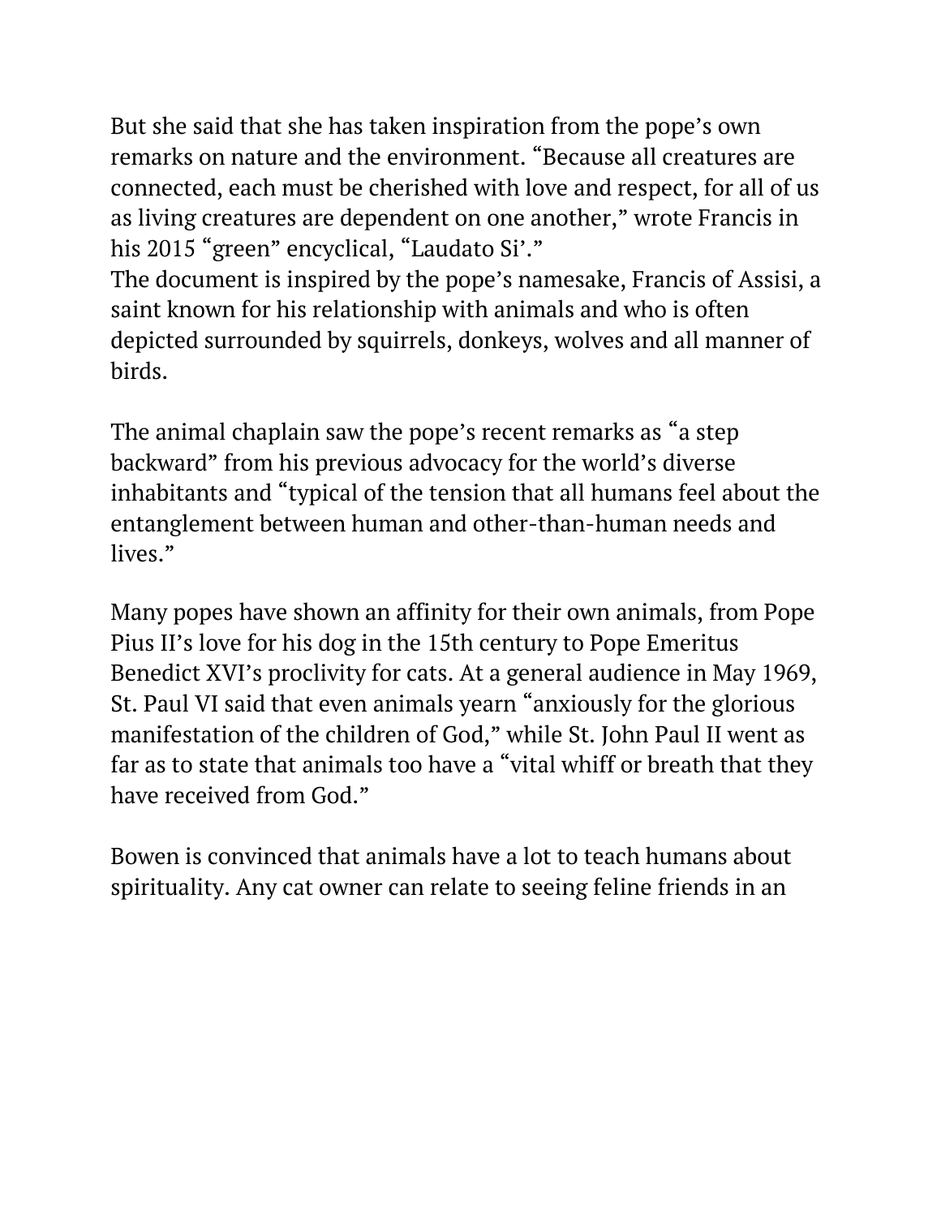But she said that she has taken inspiration from the pope's own remarks on nature and the environment. "Because all creatures are connected, each must be cherished with love and respect, for all of us as living creatures are dependent on one another," wrote Francis in his 2015 "green" encyclical, "Laudato Si'."
The document is inspired by the pope's namesake, Francis of Assisi, a saint known for his relationship with animals and who is often depicted surrounded by squirrels, donkeys, wolves and all manner of birds.

The animal chaplain saw the pope's recent remarks as "a step backward" from his previous advocacy for the world's diverse inhabitants and "typical of the tension that all humans feel about the entanglement between human and other-than-human needs and lives."

Many popes have shown an affinity for their own animals, from Pope Pius II's love for his dog in the 15th century to Pope Emeritus Benedict XVI's proclivity for cats. At a general audience in May 1969, St. Paul VI said that even animals yearn "anxiously for the glorious manifestation of the children of God," while St. John Paul II went as far as to state that animals too have a "vital whiff or breath that they have received from God."

Bowen is convinced that animals have a lot to teach humans about spirituality. Any cat owner can relate to seeing feline friends in an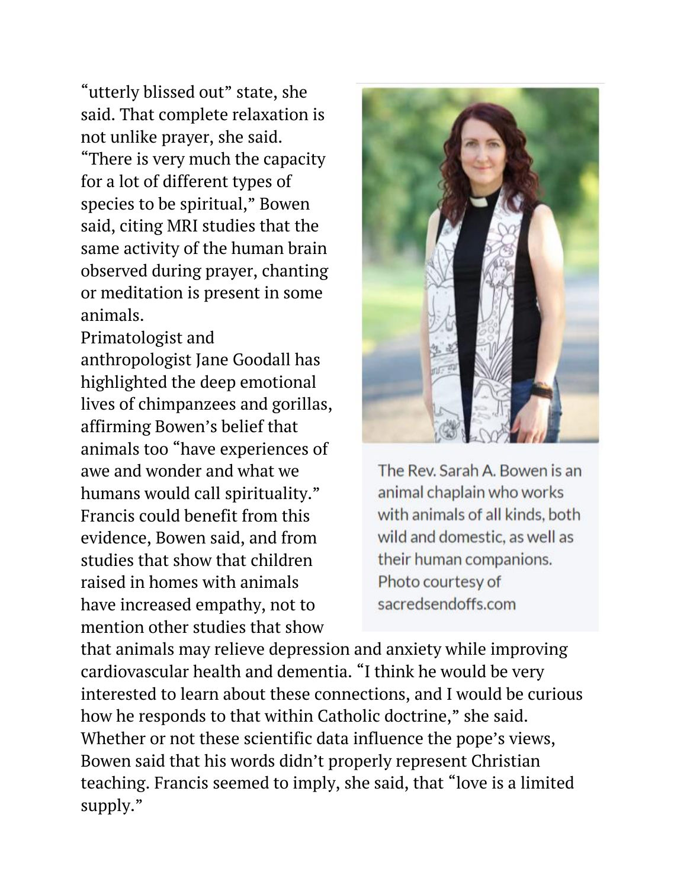"utterly blissed out" state, she said. That complete relaxation is not unlike prayer, she said. "There is very much the capacity for a lot of different types of species to be spiritual," Bowen said, citing MRI studies that the same activity of the human brain observed during prayer, chanting or meditation is present in some animals.

Primatologist and anthropologist Jane Goodall has highlighted the deep emotional lives of chimpanzees and gorillas, affirming Bowen's belief that animals too "have experiences of awe and wonder and what we humans would call spirituality."

Francis could benefit from this evidence, Bowen said, and from studies that show that children raised in homes with animals have increased empathy, not to mention other studies that show that animals may relieve depression and anxiety while improving cardiovascular health and dementia. "I think he would be very interested to learn about these connections, and I would be curious how he responds to that within Catholic doctrine," she said.

The Rev. Sarah A. Bowen is an animal chaplain who works with animals of all kinds, both wild and domestic, as well as their human companions. Photo courtesy of sacredsendoffs.com

Whether or not these scientific data influence the pope's views, Bowen said that his words didn't properly represent Christian teaching. Francis seemed to imply, she said, that "love is a limited supply."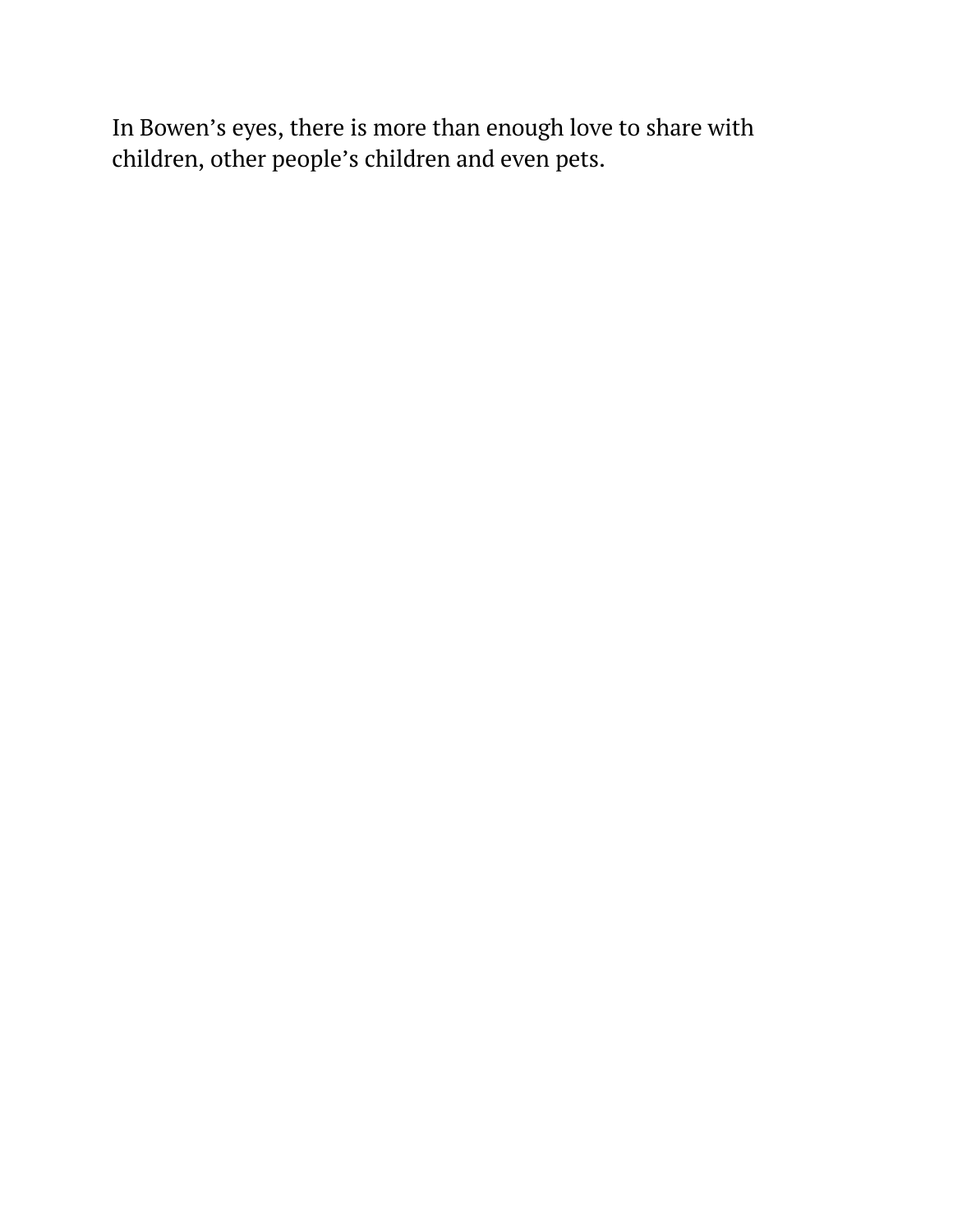In Bowen’s eyes, there is more than enough love to share with children, other people’s children and even pets.